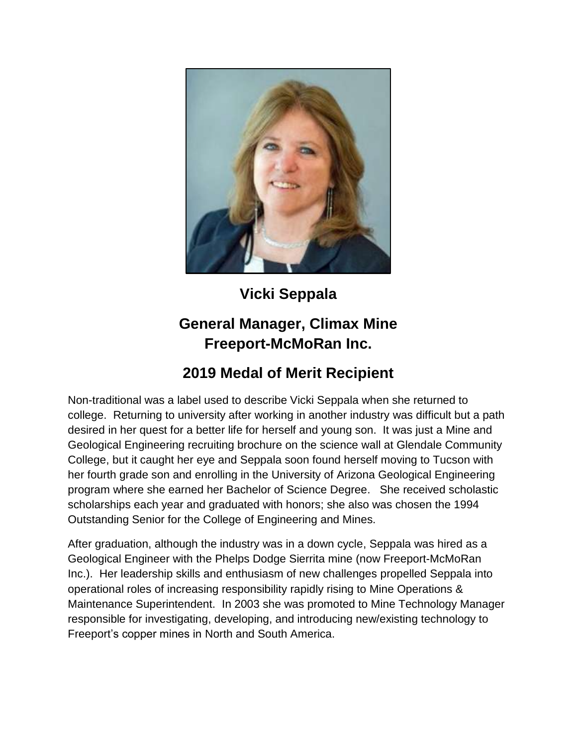# Vicki Seppala

## General Manager, Climax Mine
## Freeport-McMoRan Inc.

## 2019 Medal of Merit Recipient

Non-traditional was a label used to describe Vicki Seppala when she returned to college. Returning to university after working in another industry was difficult but a path desired in her quest for a better life for herself and young son. It was just a Mine and Geological Engineering recruiting brochure on the science wall at Glendale Community College, but it caught her eye and Seppala soon found herself moving to Tucson with her fourth grade son and enrolling in the University of Arizona Geological Engineering program where she earned her Bachelor of Science Degree. She received scholastic scholarships each year and graduated with honors; she also was chosen the 1994 Outstanding Senior for the College of Engineering and Mines.

After graduation, although the industry was in a down cycle, Seppala was hired as a Geological Engineer with the Phelps Dodge Sierrita mine (now Freeport-McMoRan Inc.). Her leadership skills and enthusiasm of new challenges propelled Seppala into operational roles of increasing responsibility rapidly rising to Mine Operations & Maintenance Superintendent. In 2003 she was promoted to Mine Technology Manager responsible for investigating, developing, and introducing new/existing technology to Freeport's copper mines in North and South America.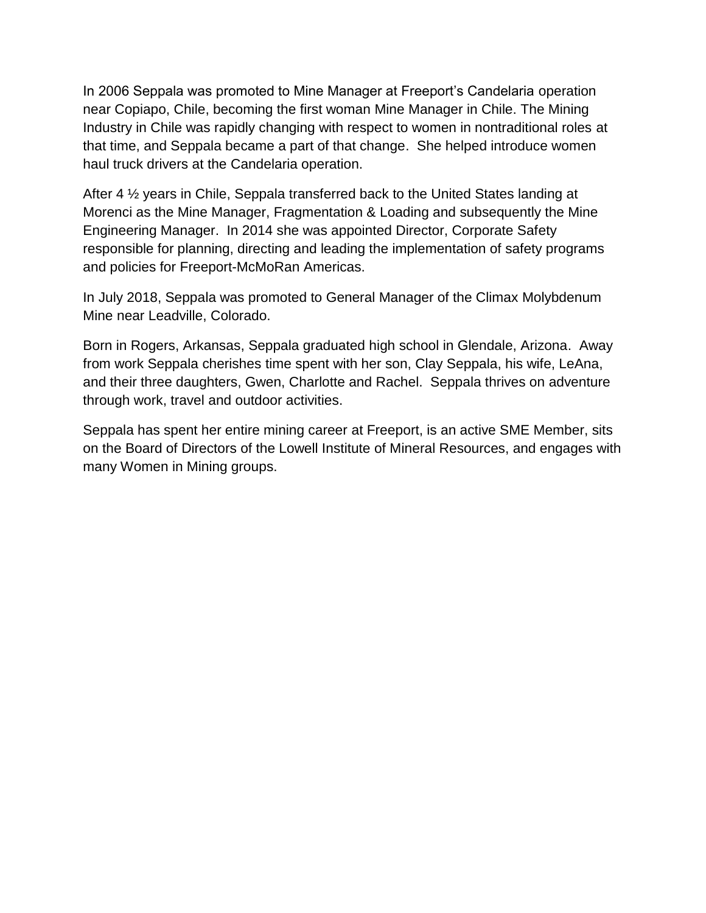In 2006 Seppala was promoted to Mine Manager at Freeport's Candelaria operation near Copiapo, Chile, becoming the first woman Mine Manager in Chile. The Mining Industry in Chile was rapidly changing with respect to women in nontraditional roles at that time, and Seppala became a part of that change. She helped introduce women haul truck drivers at the Candelaria operation.

After 4 ½ years in Chile, Seppala transferred back to the United States landing at Morenci as the Mine Manager, Fragmentation & Loading and subsequently the Mine Engineering Manager. In 2014 she was appointed Director, Corporate Safety responsible for planning, directing and leading the implementation of safety programs and policies for Freeport-McMoRan Americas.

In July 2018, Seppala was promoted to General Manager of the Climax Molybdenum Mine near Leadville, Colorado.

Born in Rogers, Arkansas, Seppala graduated high school in Glendale, Arizona. Away from work Seppala cherishes time spent with her son, Clay Seppala, his wife, LeAna, and their three daughters, Gwen, Charlotte and Rachel. Seppala thrives on adventure through work, travel and outdoor activities.

Seppala has spent her entire mining career at Freeport, is an active SME Member, sits on the Board of Directors of the Lowell Institute of Mineral Resources, and engages with many Women in Mining groups.